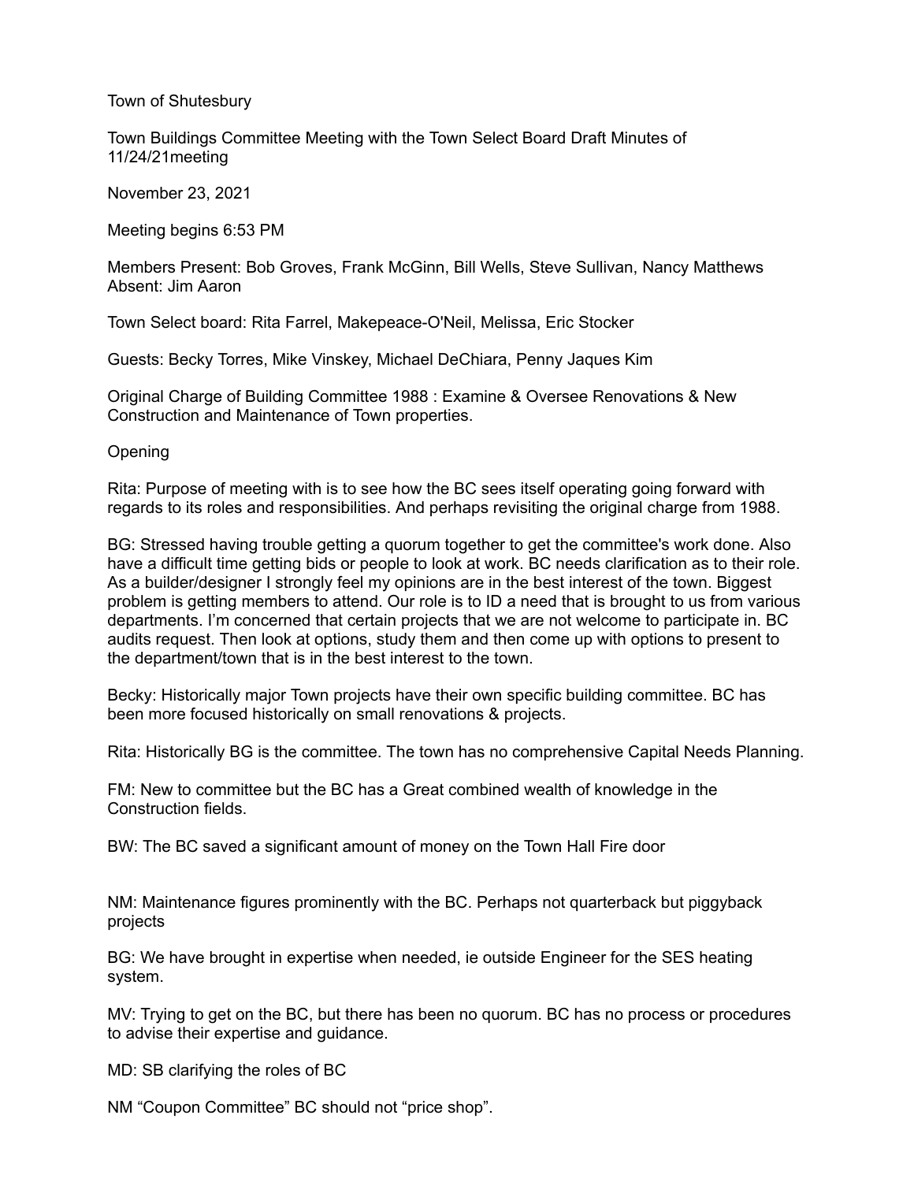Town of Shutesbury

Town Buildings Committee Meeting with the Town Select Board Draft Minutes of 11/24/21meeting

November 23, 2021

Meeting begins 6:53 PM

Members Present: Bob Groves, Frank McGinn, Bill Wells, Steve Sullivan, Nancy Matthews
Absent: Jim Aaron

Town Select board: Rita Farrel, Makepeace-O'Neil, Melissa, Eric Stocker

Guests: Becky Torres, Mike Vinskey, Michael DeChiara, Penny Jaques Kim

Original Charge of Building Committee 1988 : Examine & Oversee Renovations & New Construction and Maintenance of Town properties.

Opening

Rita: Purpose of meeting with is to see how the BC sees itself operating going forward with regards to its roles and responsibilities. And perhaps revisiting the original charge from 1988.

BG: Stressed having trouble getting a quorum together to get the committee's work done. Also have a difficult time getting bids or people to look at work. BC needs clarification as to their role. As a builder/designer I strongly feel my opinions are in the best interest of the town. Biggest problem is getting members to attend. Our role is to ID a need that is brought to us from various departments. I'm concerned that certain projects that we are not welcome to participate in. BC audits request. Then look at options, study them and then come up with options to present to the department/town that is in the best interest to the town.

Becky: Historically major Town projects have their own specific building committee. BC has been more focused historically on small renovations & projects.

Rita: Historically BG is the committee. The town has no comprehensive Capital Needs Planning.

FM: New to committee but the BC has a Great combined wealth of knowledge in the Construction fields.

BW: The BC saved a significant amount of money on the Town Hall Fire door

NM: Maintenance figures prominently with the BC. Perhaps not quarterback but piggyback projects

BG: We have brought in expertise when needed, ie outside Engineer for the SES heating system.

MV: Trying to get on the BC, but there has been no quorum. BC has no process or procedures to advise their expertise and guidance.

MD: SB clarifying the roles of BC

NM "Coupon Committee" BC should not "price shop".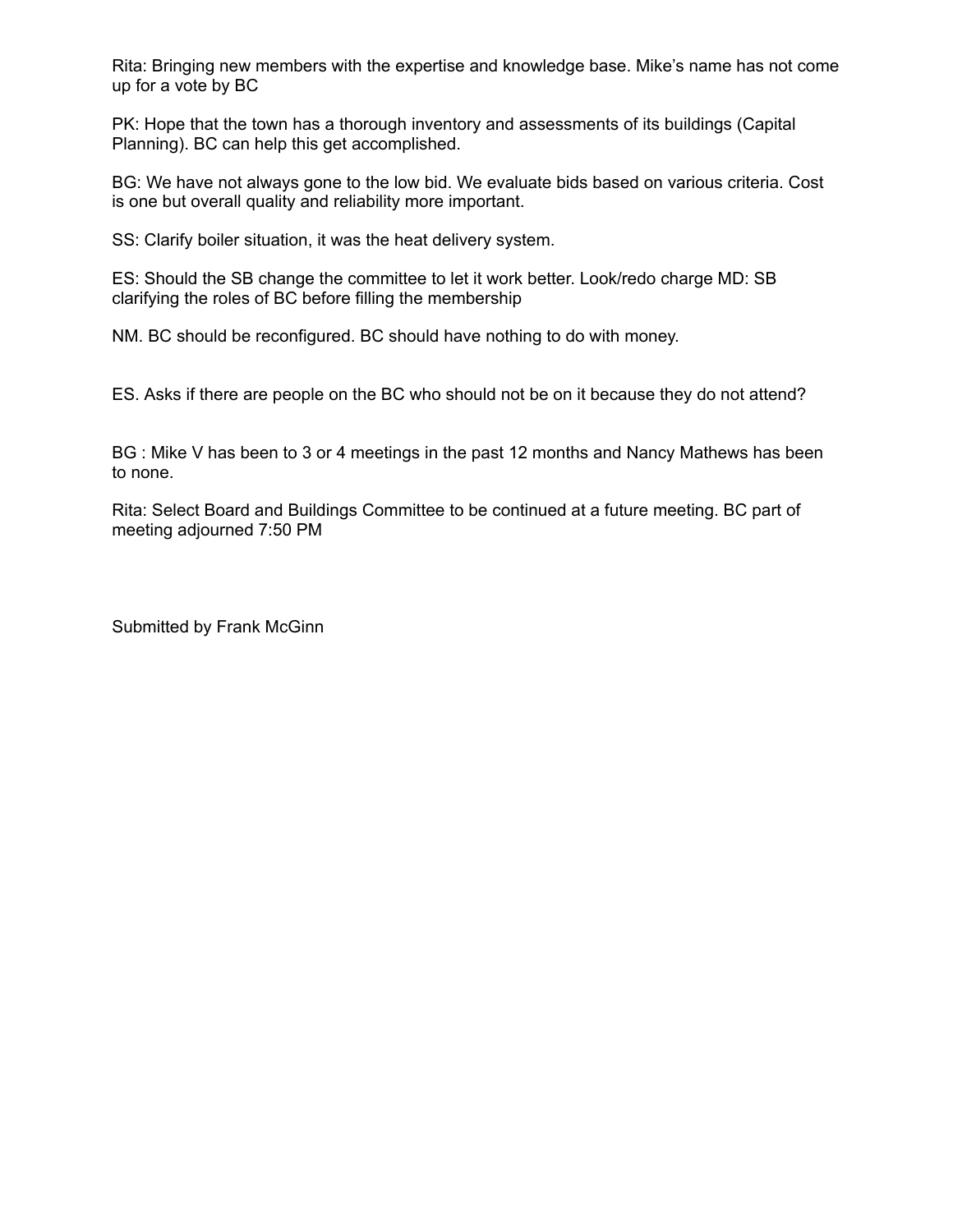Rita: Bringing new members with the expertise and knowledge base. Mike's name has not come up for a vote by BC

PK: Hope that the town has a thorough inventory and assessments of its buildings (Capital Planning). BC can help this get accomplished.

BG: We have not always gone to the low bid. We evaluate bids based on various criteria. Cost is one but overall quality and reliability more important.

SS: Clarify boiler situation, it was the heat delivery system.

ES: Should the SB change the committee to let it work better. Look/redo charge MD: SB clarifying the roles of BC before filling the membership

NM. BC should be reconfigured. BC should have nothing to do with money.

ES. Asks if there are people on the BC who should not be on it because they do not attend?

BG : Mike V has been to 3 or 4 meetings in the past 12 months and Nancy Mathews has been to none.

Rita: Select Board and Buildings Committee to be continued at a future meeting. BC part of meeting adjourned 7:50 PM

Submitted by Frank McGinn